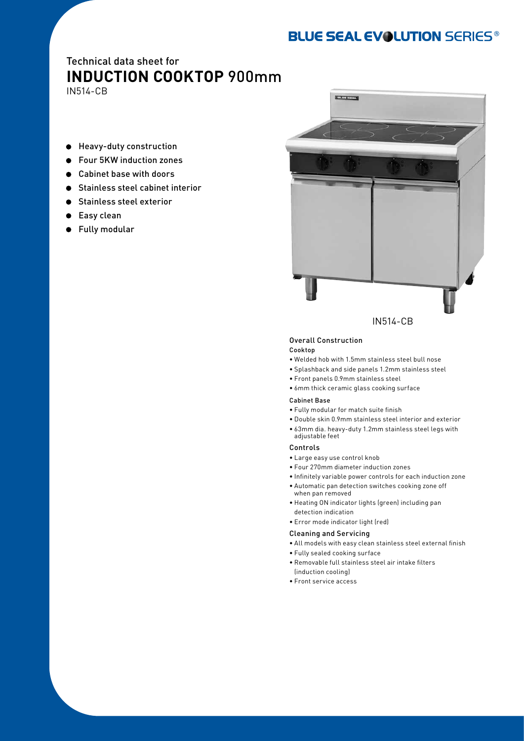BLUE SEAL EVOLUTION SERIES®

Technical data sheet for

# INDUCTION COOKTOP 900mm

IN514-CB

- Heavy-duty construction
- Four 5KW induction zones
- Cabinet base with doors
- Stainless steel cabinet interior
- Stainless steel exterior
- Easy clean
- Fully modular

IN514-CB

## Overall Construction

### Cooktop

- Welded hob with 1.5mm stainless steel bull nose
- Splashback and side panels 1.2mm stainless steel
- Front panels 0.9mm stainless steel
- 6mm thick ceramic glass cooking surface

### Cabinet Base

- Fully modular for match suite finish
- Double skin 0.9mm stainless steel interior and exterior
- 63mm dia. heavy-duty 1.2mm stainless steel legs with adjustable feet

## Controls

- Large easy use control knob
- Four 270mm diameter induction zones
- Infinitely variable power controls for each induction zone
- Automatic pan detection switches cooking zone off when pan removed
- Heating ON indicator lights (green) including pan detection indication
- Error mode indicator light (red)

## Cleaning and Servicing

- All models with easy clean stainless steel external finish
- Fully sealed cooking surface
- Removable full stainless steel air intake filters (induction cooling)
- Front service access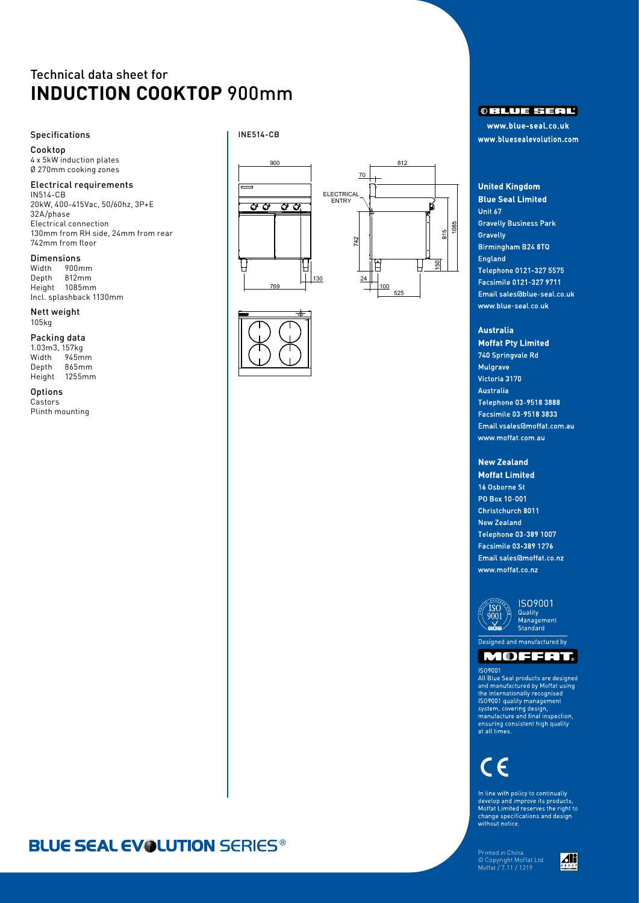Technical data sheet for

# INDUCTION COOKTOP 900mm

## Specifications

**Cooktop**
4 x 5kW induction plates
Ø 270mm cooking zones

**Electrical requirements**
IN514-CB
20kW, 400-415Vac, 50/60hz, 3P+E
32A/phase
Electrical connection
130mm from RH side, 24mm from rear
742mm from floor

**Dimensions**

| | |
|---|---|
| Width | 900mm |
| Depth | 812mm |
| Height | 1085mm |

Incl. splashback 1130mm

**Nett weight**
105kg

**Packing data**
1.03m3, 157kg

| | |
|---|---|
| Width | 945mm |
| Depth | 865mm |
| Height | 1255mm |

**Options**
Castors
Plinth mounting

INE514-CB

900
769
130
ELECTRICAL ENTRY
70
812
742
915
1085
150
24
100
525

**BLUE SEAL**

www.blue-seal.co.uk
www.bluesealevolution.com

**United Kingdom**
**Blue Seal Limited**
Unit 67
Gravelly Business Park
Gravelly
Birmingham B24 8TQ
England
Telephone 0121-327 5575
Facsimile 0121-327 9711
Email sales@blue-seal.co.uk
www.blue-seal.co.uk

**Australia**
**Moffat Pty Limited**
740 Springvale Rd
Mulgrave
Victoria 3170
Australia
Telephone 03-9518 3888
Facsimile 03-9518 3833
Email vsales@moffat.com.au
www.moffat.com.au

**New Zealand**
**Moffat Limited**
16 Osborne St
PO Box 10-001
Christchurch 8011
New Zealand
Telephone 03-389 1007
Facsimile 03-389 1276
Email sales@moffat.co.nz
www.moffat.co.nz

ISO9001
Quality
Management
Standard

Designed and manufactured by
**MOFFAT**

ISO9001
All Blue Seal products are designed and manufactured by Moffat using the internationally recognised ISO9001 quality management system, covering design, manufacture and final inspection, ensuring consistent high quality at all times.

CE

In line with policy to continually develop and improve its products, Moffat Limited reserves the right to change specifications and design without notice.

**BLUE SEAL EVOLUTION SERIES®**

Printed in China
© Copyright Moffat Ltd
Moffat / 7.11 / 1219